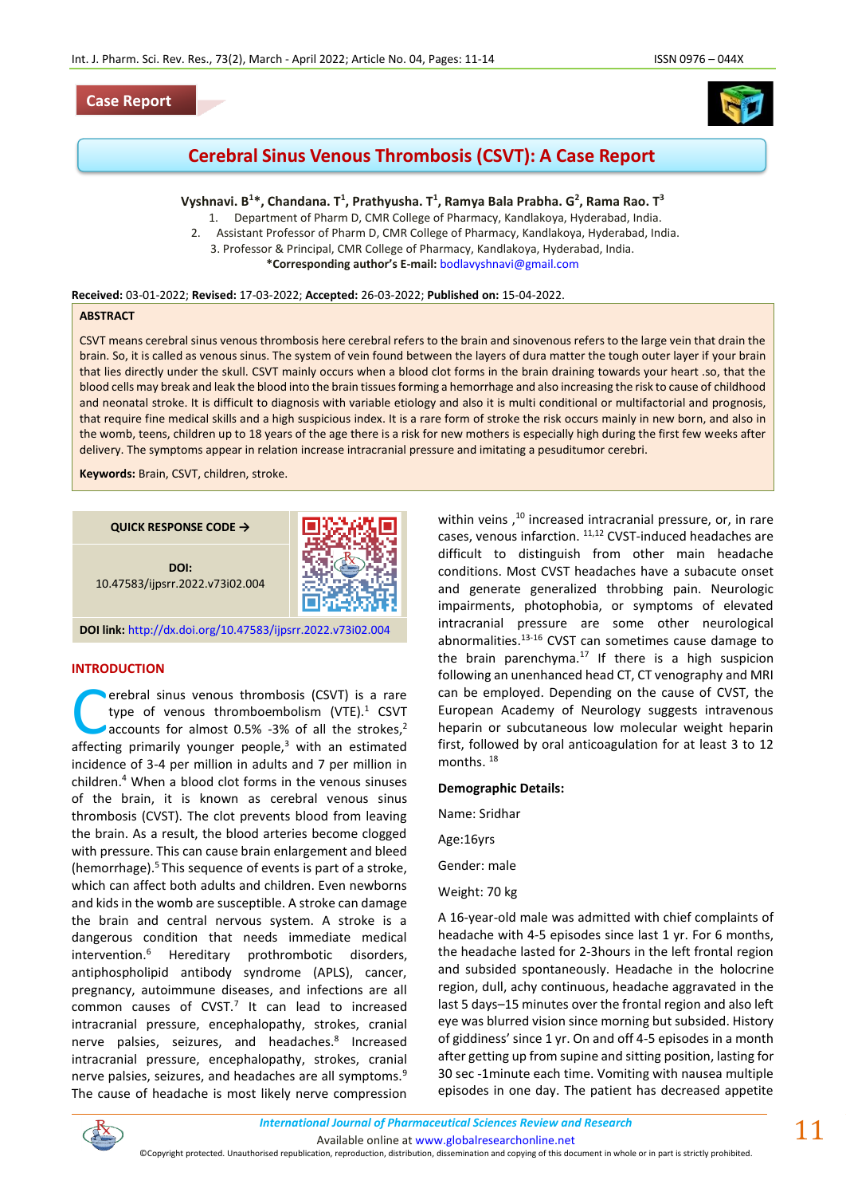Case Report

# Cerebral Sinus Venous Thrombosis (CSVT): A Case Report

**Vyshnavi. B[1]\*, Chandana. T[1], Prathyusha. T[1], Ramya Bala Prabha. G[2], Rama Rao. T[3]**

1. Department of Pharm D, CMR College of Pharmacy, Kandlakoya, Hyderabad, India.
2. Assistant Professor of Pharm D, CMR College of Pharmacy, Kandlakoya, Hyderabad, India.
3. Professor & Principal, CMR College of Pharmacy, Kandlakoya, Hyderabad, India.

**\*Corresponding author's E-mail:** bodlavyshnavi@gmail.com

**Received:** 03-01-2022; **Revised:** 17-03-2022; **Accepted:** 26-03-2022; **Published on:** 15-04-2022.

## ABSTRACT

CSVT means cerebral sinus venous thrombosis here cerebral refers to the brain and sinovenous refers to the large vein that drain the brain. So, it is called as venous sinus. The system of vein found between the layers of dura matter the tough outer layer if your brain that lies directly under the skull. CSVT mainly occurs when a blood clot forms in the brain draining towards your heart .so, that the blood cells may break and leak the blood into the brain tissues forming a hemorrhage and also increasing the risk to cause of childhood and neonatal stroke. It is difficult to diagnosis with variable etiology and also it is multi conditional or multifactorial and prognosis, that require fine medical skills and a high suspicious index. It is a rare form of stroke the risk occurs mainly in new born, and also in the womb, teens, children up to 18 years of the age there is a risk for new mothers is especially high during the first few weeks after delivery. The symptoms appear in relation increase intracranial pressure and imitating a pesuditumor cerebri.

**Keywords:** Brain, CSVT, children, stroke.

**QUICK RESPONSE CODE →**

**DOI:** 10.47583/ijpsrr.2022.v73i02.004

**DOI link:** http://dx.doi.org/10.47583/ijpsrr.2022.v73i02.004

## INTRODUCTION

Cerebral sinus venous thrombosis (CSVT) is a rare type of venous thromboembolism (VTE).[1] CSVT accounts for almost 0.5% -3% of all the strokes,[2] affecting primarily younger people,[3] with an estimated incidence of 3-4 per million in adults and 7 per million in children.[4] When a blood clot forms in the venous sinuses of the brain, it is known as cerebral venous sinus thrombosis (CVST). The clot prevents blood from leaving the brain. As a result, the blood arteries become clogged with pressure. This can cause brain enlargement and bleed (hemorrhage).[5] This sequence of events is part of a stroke, which can affect both adults and children. Even newborns and kids in the womb are susceptible. A stroke can damage the brain and central nervous system. A stroke is a dangerous condition that needs immediate medical intervention.[6] Hereditary prothrombotic disorders, antiphospholipid antibody syndrome (APLS), cancer, pregnancy, autoimmune diseases, and infections are all common causes of CVST.[7] It can lead to increased intracranial pressure, encephalopathy, strokes, cranial nerve palsies, seizures, and headaches.[8] Increased intracranial pressure, encephalopathy, strokes, cranial nerve palsies, seizures, and headaches are all symptoms.[9] The cause of headache is most likely nerve compression within veins ,[10] increased intracranial pressure, or, in rare cases, venous infarction. [11,12] CVST-induced headaches are difficult to distinguish from other main headache conditions. Most CVST headaches have a subacute onset and generate generalized throbbing pain. Neurologic impairments, photophobia, or symptoms of elevated intracranial pressure are some other neurological abnormalities.[13-16] CVST can sometimes cause damage to the brain parenchyma.[17] If there is a high suspicion following an unenhanced head CT, CT venography and MRI can be employed. Depending on the cause of CVST, the European Academy of Neurology suggests intravenous heparin or subcutaneous low molecular weight heparin first, followed by oral anticoagulation for at least 3 to 12 months. [18]

### Demographic Details:

Name: Sridhar

Age:16yrs

Gender: male

Weight: 70 kg

A 16-year-old male was admitted with chief complaints of headache with 4-5 episodes since last 1 yr. For 6 months, the headache lasted for 2-3hours in the left frontal region and subsided spontaneously. Headache in the holocrine region, dull, achy continuous, headache aggravated in the last 5 days–15 minutes over the frontal region and also left eye was blurred vision since morning but subsided. History of giddiness' since 1 yr. On and off 4-5 episodes in a month after getting up from supine and sitting position, lasting for 30 sec -1minute each time. Vomiting with nausea multiple episodes in one day. The patient has decreased appetite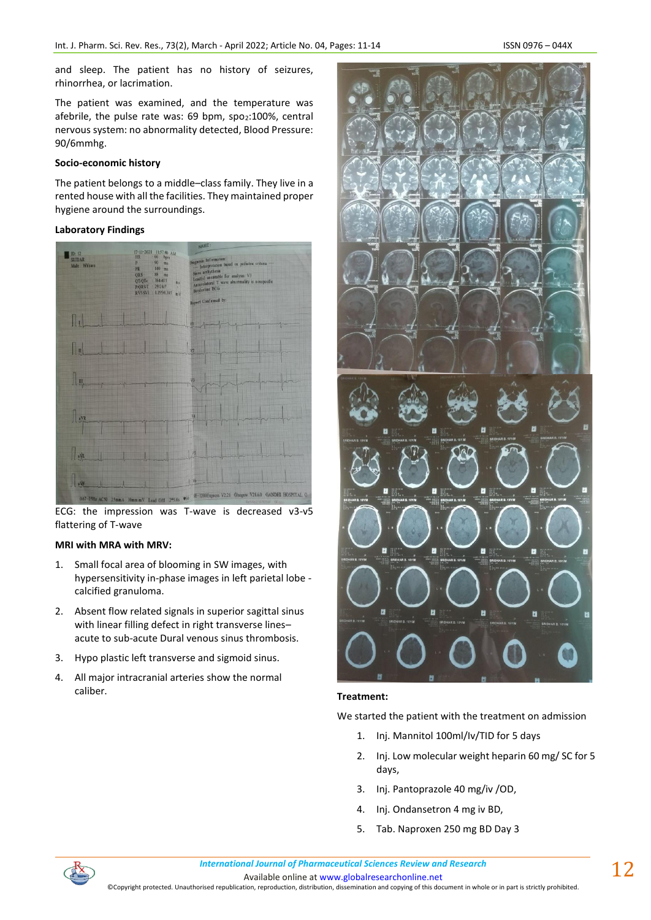and sleep. The patient has no history of seizures, rhinorrhea, or lacrimation.

The patient was examined, and the temperature was afebrile, the pulse rate was: 69 bpm, $spo_2$:100%, central nervous system: no abnormality detected, Blood Pressure: 90/6mmhg.

**Socio-economic history**

The patient belongs to a middle–class family. They live in a rented house with all the facilities. They maintained proper hygiene around the surroundings.

**Laboratory Findings**

ECG: the impression was T-wave is decreased v3-v5 flattering of T-wave

**MRI with MRA with MRV:**

1. Small focal area of blooming in SW images, with hypersensitivity in-phase images in left parietal lobe - calcified granuloma.
2. Absent flow related signals in superior sagittal sinus with linear filling defect in right transverse lines– acute to sub-acute Dural venous sinus thrombosis.
3. Hypo plastic left transverse and sigmoid sinus.
4. All major intracranial arteries show the normal caliber.

**Treatment:**

We started the patient with the treatment on admission

1. Inj. Mannitol 100ml/Iv/TID for 5 days
2. Inj. Low molecular weight heparin 60 mg/ SC for 5 days,
3. Inj. Pantoprazole 40 mg/iv /OD,
4. Inj. Ondansetron 4 mg iv BD,
5. Tab. Naproxen 250 mg BD Day 3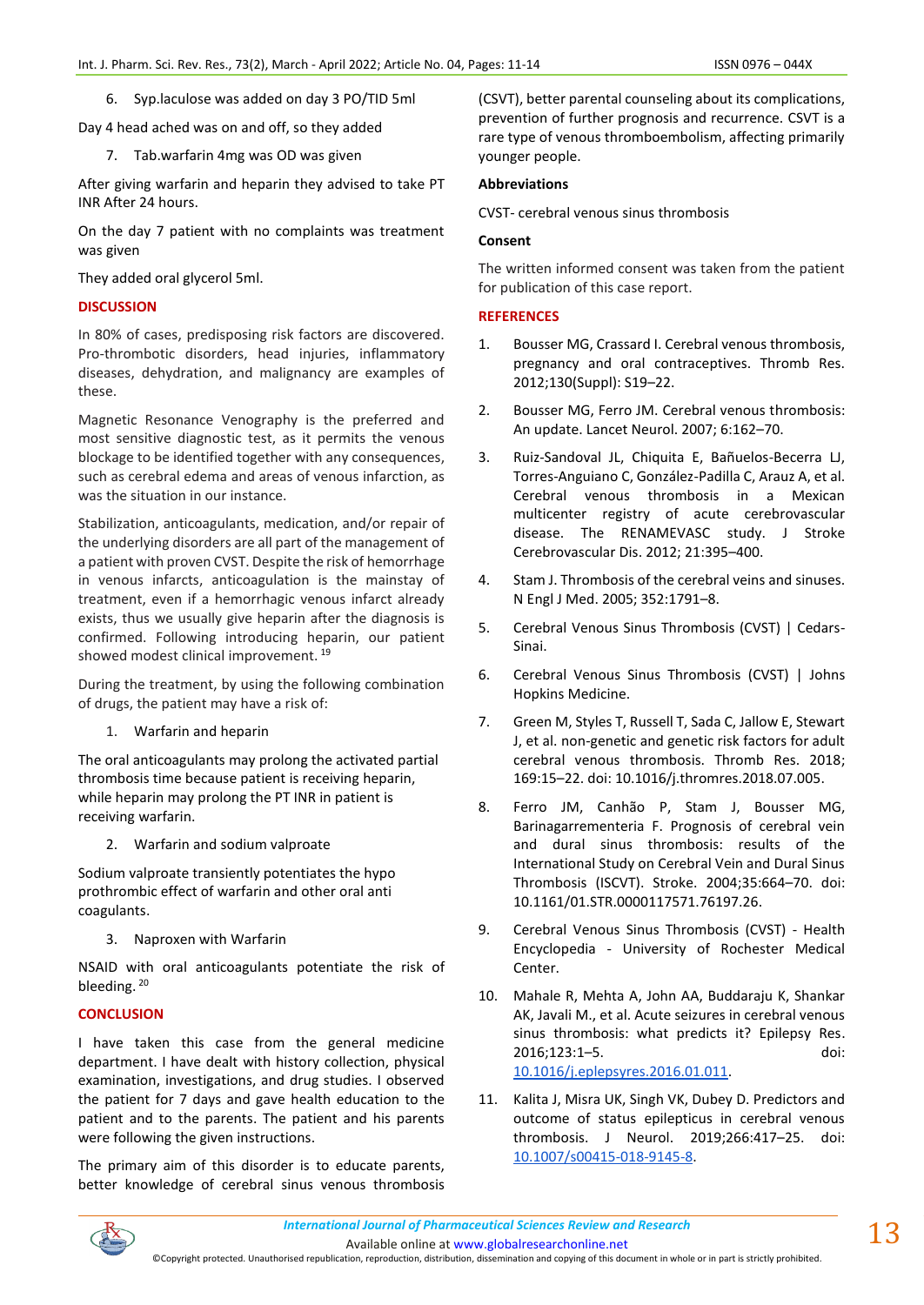6. Syp.laculose was added on day 3 PO/TID 5ml

Day 4 head ached was on and off, so they added

7. Tab.warfarin 4mg was OD was given

After giving warfarin and heparin they advised to take PT INR After 24 hours.

On the day 7 patient with no complaints was treatment was given

They added oral glycerol 5ml.

## DISCUSSION

In 80% of cases, predisposing risk factors are discovered. Pro-thrombotic disorders, head injuries, inflammatory diseases, dehydration, and malignancy are examples of these.

Magnetic Resonance Venography is the preferred and most sensitive diagnostic test, as it permits the venous blockage to be identified together with any consequences, such as cerebral edema and areas of venous infarction, as was the situation in our instance.

Stabilization, anticoagulants, medication, and/or repair of the underlying disorders are all part of the management of a patient with proven CVST. Despite the risk of hemorrhage in venous infarcts, anticoagulation is the mainstay of treatment, even if a hemorrhagic venous infarct already exists, thus we usually give heparin after the diagnosis is confirmed. Following introducing heparin, our patient showed modest clinical improvement. [19]

During the treatment, by using the following combination of drugs, the patient may have a risk of:

1. Warfarin and heparin

The oral anticoagulants may prolong the activated partial thrombosis time because patient is receiving heparin, while heparin may prolong the PT INR in patient is receiving warfarin.

2. Warfarin and sodium valproate

Sodium valproate transiently potentiates the hypo prothrombic effect of warfarin and other oral anti coagulants.

3. Naproxen with Warfarin

NSAID with oral anticoagulants potentiate the risk of bleeding. [20]

## CONCLUSION

I have taken this case from the general medicine department. I have dealt with history collection, physical examination, investigations, and drug studies. I observed the patient for 7 days and gave health education to the patient and to the parents. The patient and his parents were following the given instructions.

The primary aim of this disorder is to educate parents, better knowledge of cerebral sinus venous thrombosis (CSVT), better parental counseling about its complications, prevention of further prognosis and recurrence. CSVT is a rare type of venous thromboembolism, affecting primarily younger people.

### Abbreviations

CVST- cerebral venous sinus thrombosis

### Consent

The written informed consent was taken from the patient for publication of this case report.

## REFERENCES

1. Bousser MG, Crassard I. Cerebral venous thrombosis, pregnancy and oral contraceptives. Thromb Res. 2012;130(Suppl): S19–22.
2. Bousser MG, Ferro JM. Cerebral venous thrombosis: An update. Lancet Neurol. 2007; 6:162–70.
3. Ruiz-Sandoval JL, Chiquita E, Bañuelos-Becerra LJ, Torres-Anguiano C, González-Padilla C, Arauz A, et al. Cerebral venous thrombosis in a Mexican multicenter registry of acute cerebrovascular disease. The RENAMEVASC study. J Stroke Cerebrovascular Dis. 2012; 21:395–400.
4. Stam J. Thrombosis of the cerebral veins and sinuses. N Engl J Med. 2005; 352:1791–8.
5. Cerebral Venous Sinus Thrombosis (CVST) | Cedars-Sinai.
6. Cerebral Venous Sinus Thrombosis (CVST) | Johns Hopkins Medicine.
7. Green M, Styles T, Russell T, Sada C, Jallow E, Stewart J, et al. non-genetic and genetic risk factors for adult cerebral venous thrombosis. Thromb Res. 2018; 169:15–22. doi: 10.1016/j.thromres.2018.07.005.
8. Ferro JM, Canhão P, Stam J, Bousser MG, Barinagarrementeria F. Prognosis of cerebral vein and dural sinus thrombosis: results of the International Study on Cerebral Vein and Dural Sinus Thrombosis (ISCVT). Stroke. 2004;35:664–70. doi: 10.1161/01.STR.0000117571.76197.26.
9. Cerebral Venous Sinus Thrombosis (CVST) - Health Encyclopedia - University of Rochester Medical Center.
10. Mahale R, Mehta A, John AA, Buddaraju K, Shankar AK, Javali M., et al. Acute seizures in cerebral venous sinus thrombosis: what predicts it? Epilepsy Res. 2016;123:1–5. doi: 10.1016/j.eplepsyres.2016.01.011.
11. Kalita J, Misra UK, Singh VK, Dubey D. Predictors and outcome of status epilepticus in cerebral venous thrombosis. J Neurol. 2019;266:417–25. doi: 10.1007/s00415-018-9145-8.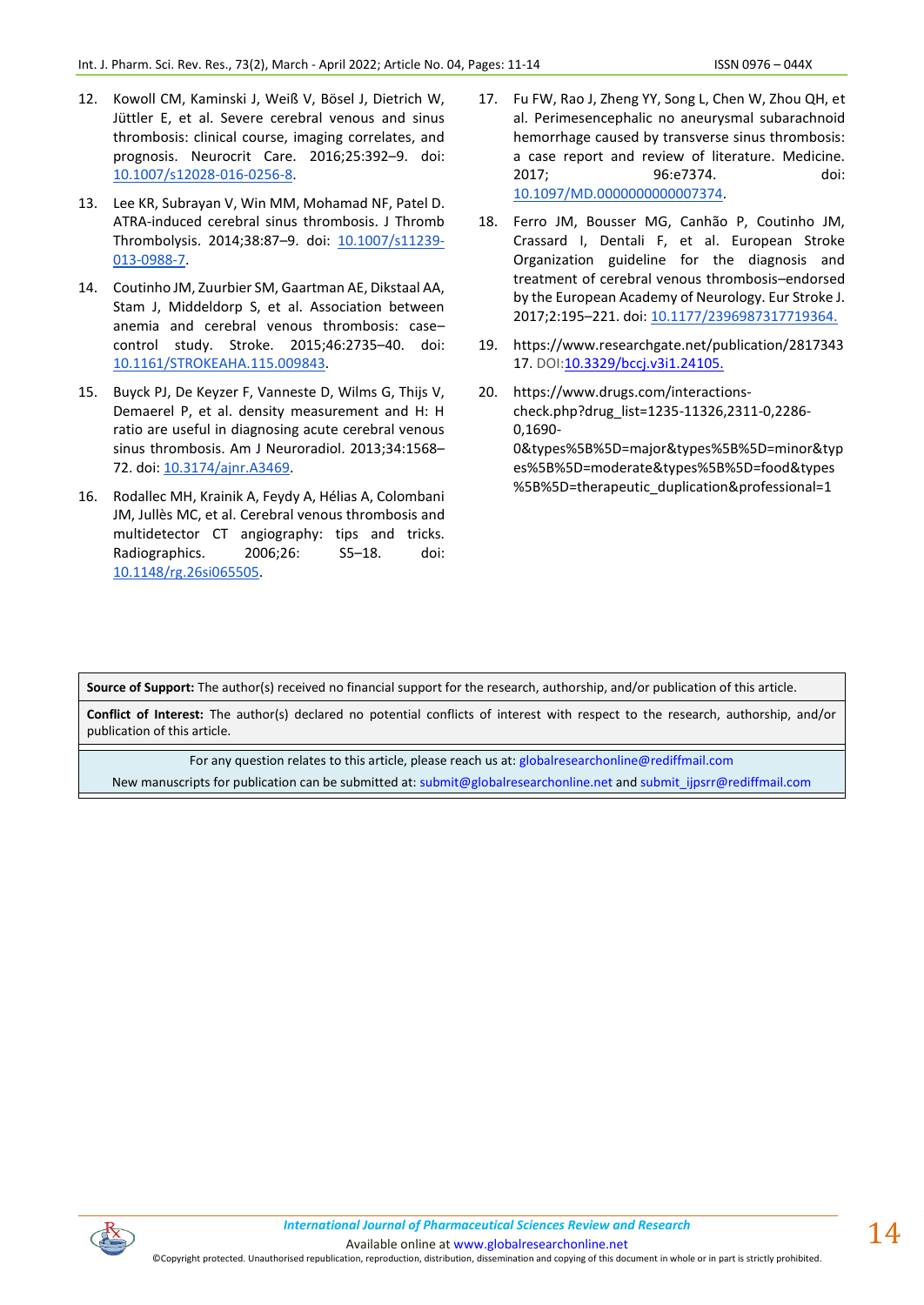12. Kowoll CM, Kaminski J, Weiß V, Bösel J, Dietrich W, Jüttler E, et al. Severe cerebral venous and sinus thrombosis: clinical course, imaging correlates, and prognosis. Neurocrit Care. 2016;25:392–9. doi: 10.1007/s12028-016-0256-8.

13. Lee KR, Subrayan V, Win MM, Mohamad NF, Patel D. ATRA-induced cerebral sinus thrombosis. J Thromb Thrombolysis. 2014;38:87–9. doi: 10.1007/s11239-013-0988-7.

14. Coutinho JM, Zuurbier SM, Gaartman AE, Dikstaal AA, Stam J, Middeldorp S, et al. Association between anemia and cerebral venous thrombosis: case–control study. Stroke. 2015;46:2735–40. doi: 10.1161/STROKEAHA.115.009843.

15. Buyck PJ, De Keyzer F, Vanneste D, Wilms G, Thijs V, Demaerel P, et al. density measurement and H: H ratio are useful in diagnosing acute cerebral venous sinus thrombosis. Am J Neuroradiol. 2013;34:1568–72. doi: 10.3174/ajnr.A3469.

16. Rodallec MH, Krainik A, Feydy A, Hélias A, Colombani JM, Jullès MC, et al. Cerebral venous thrombosis and multidetector CT angiography: tips and tricks. Radiographics. 2006;26: S5–18. doi: 10.1148/rg.26si065505.

17. Fu FW, Rao J, Zheng YY, Song L, Chen W, Zhou QH, et al. Perimesencephalic no aneurysmal subarachnoid hemorrhage caused by transverse sinus thrombosis: a case report and review of literature. Medicine. 2017; 96:e7374. doi: 10.1097/MD.0000000000007374.

18. Ferro JM, Bousser MG, Canhão P, Coutinho JM, Crassard I, Dentali F, et al. European Stroke Organization guideline for the diagnosis and treatment of cerebral venous thrombosis–endorsed by the European Academy of Neurology. Eur Stroke J. 2017;2:195–221. doi: 10.1177/2396987317719364.

19. https://www.researchgate.net/publication/281734317. DOI:10.3329/bccj.v3i1.24105.

20. https://www.drugs.com/interactions-check.php?drug_list=1235-11326,2311-0,2286-0,1690-0&types%5B%5D=major&types%5B%5D=minor&types%5B%5D=moderate&types%5B%5D=food&types%5B%5D=therapeutic_duplication&professional=1

**Source of Support:** The author(s) received no financial support for the research, authorship, and/or publication of this article.

**Conflict of Interest:** The author(s) declared no potential conflicts of interest with respect to the research, authorship, and/or publication of this article.

For any question relates to this article, please reach us at: globalresearchonline@rediffmail.com

New manuscripts for publication can be submitted at: submit@globalresearchonline.net and submit_ijpsrr@rediffmail.com